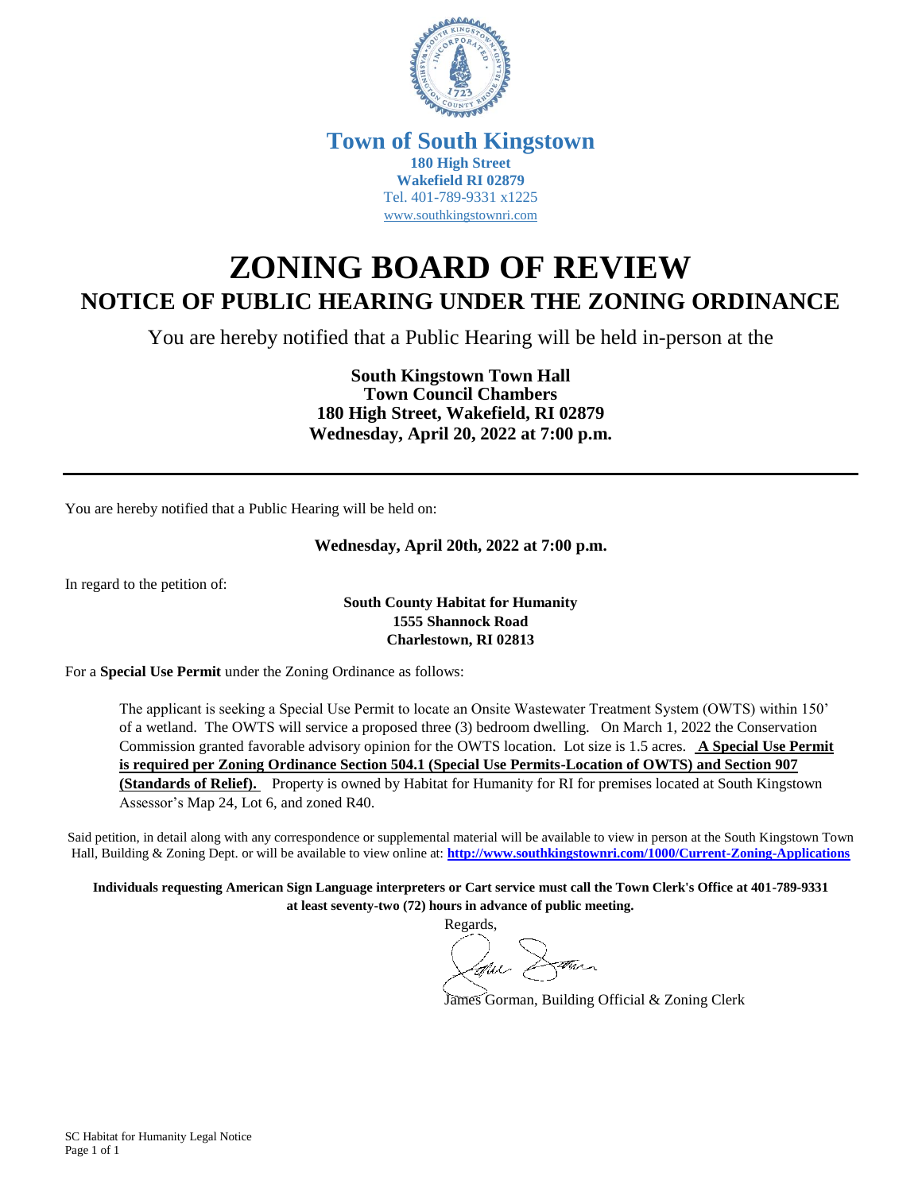**Town of South Kingstown**
**180 High Street**
**Wakefield RI 02879**
Tel. 401-789-9331 x1225
www.southkingstownri.com

# ZONING BOARD OF REVIEW

## NOTICE OF PUBLIC HEARING UNDER THE ZONING ORDINANCE

You are hereby notified that a Public Hearing will be held in-person at the

**South Kingstown Town Hall**
**Town Council Chambers**
**180 High Street, Wakefield, RI 02879**
**Wednesday, April 20, 2022 at 7:00 p.m.**

---

You are hereby notified that a Public Hearing will be held on:

**Wednesday, April 20th, 2022 at 7:00 p.m.**

In regard to the petition of:

**South County Habitat for Humanity**
**1555 Shannock Road**
**Charlestown, RI 02813**

For a **Special Use Permit** under the Zoning Ordinance as follows:

The applicant is seeking a Special Use Permit to locate an Onsite Wastewater Treatment System (OWTS) within 150' of a wetland. The OWTS will service a proposed three (3) bedroom dwelling. On March 1, 2022 the Conservation Commission granted favorable advisory opinion for the OWTS location. Lot size is 1.5 acres. **A Special Use Permit is required per Zoning Ordinance Section 504.1 (Special Use Permits-Location of OWTS) and Section 907 (Standards of Relief).** Property is owned by Habitat for Humanity for RI for premises located at South Kingstown Assessor's Map 24, Lot 6, and zoned R40.

Said petition, in detail along with any correspondence or supplemental material will be available to view in person at the South Kingstown Town Hall, Building & Zoning Dept. or will be available to view online at: **http://www.southkingstownri.com/1000/Current-Zoning-Applications**

**Individuals requesting American Sign Language interpreters or Cart service must call the Town Clerk's Office at 401-789-9331 at least seventy-two (72) hours in advance of public meeting.**

Regards,

James Gorman, Building Official & Zoning Clerk

SC Habitat for Humanity Legal Notice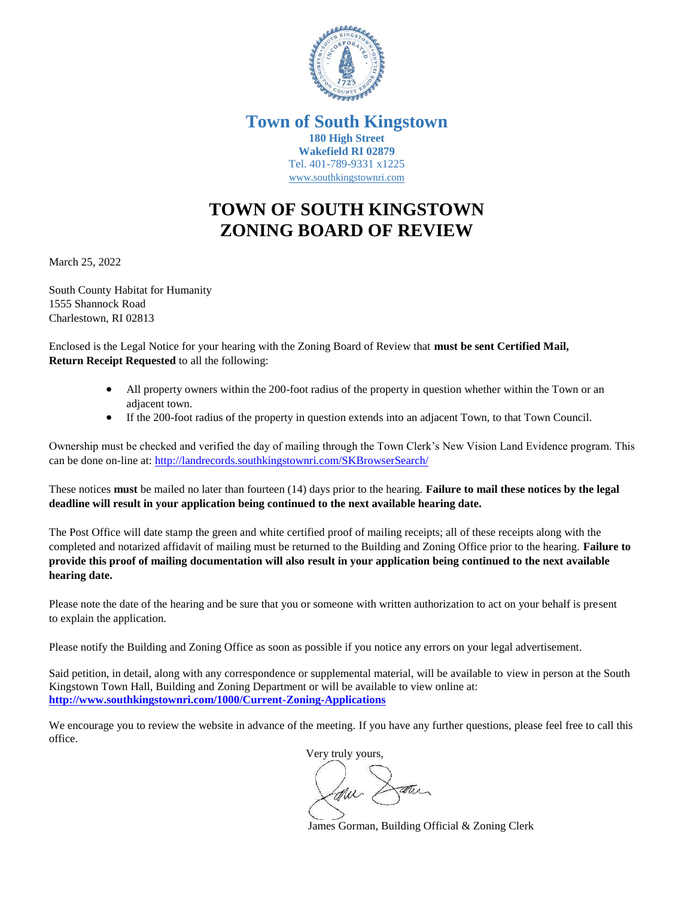**Town of South Kingstown**
**180 High Street**
**Wakefield RI 02879**
Tel. 401-789-9331 x1225
www.southkingstownri.com

# TOWN OF SOUTH KINGSTOWN
# ZONING BOARD OF REVIEW

March 25, 2022

South County Habitat for Humanity
1555 Shannock Road
Charlestown, RI 02813

Enclosed is the Legal Notice for your hearing with the Zoning Board of Review that **must be sent Certified Mail, Return Receipt Requested** to all the following:

- All property owners within the 200-foot radius of the property in question whether within the Town or an adjacent town.
- If the 200-foot radius of the property in question extends into an adjacent Town, to that Town Council.

Ownership must be checked and verified the day of mailing through the Town Clerk's New Vision Land Evidence program. This can be done on-line at: http://landrecords.southkingstownri.com/SKBrowserSearch/

These notices **must** be mailed no later than fourteen (14) days prior to the hearing. **Failure to mail these notices by the legal deadline will result in your application being continued to the next available hearing date.**

The Post Office will date stamp the green and white certified proof of mailing receipts; all of these receipts along with the completed and notarized affidavit of mailing must be returned to the Building and Zoning Office prior to the hearing. **Failure to provide this proof of mailing documentation will also result in your application being continued to the next available hearing date.**

Please note the date of the hearing and be sure that you or someone with written authorization to act on your behalf is present to explain the application.

Please notify the Building and Zoning Office as soon as possible if you notice any errors on your legal advertisement.

Said petition, in detail, along with any correspondence or supplemental material, will be available to view in person at the South Kingstown Town Hall, Building and Zoning Department or will be available to view online at:
**http://www.southkingstownri.com/1000/Current-Zoning-Applications**

We encourage you to review the website in advance of the meeting. If you have any further questions, please feel free to call this office.

Very truly yours,

James Gorman, Building Official & Zoning Clerk